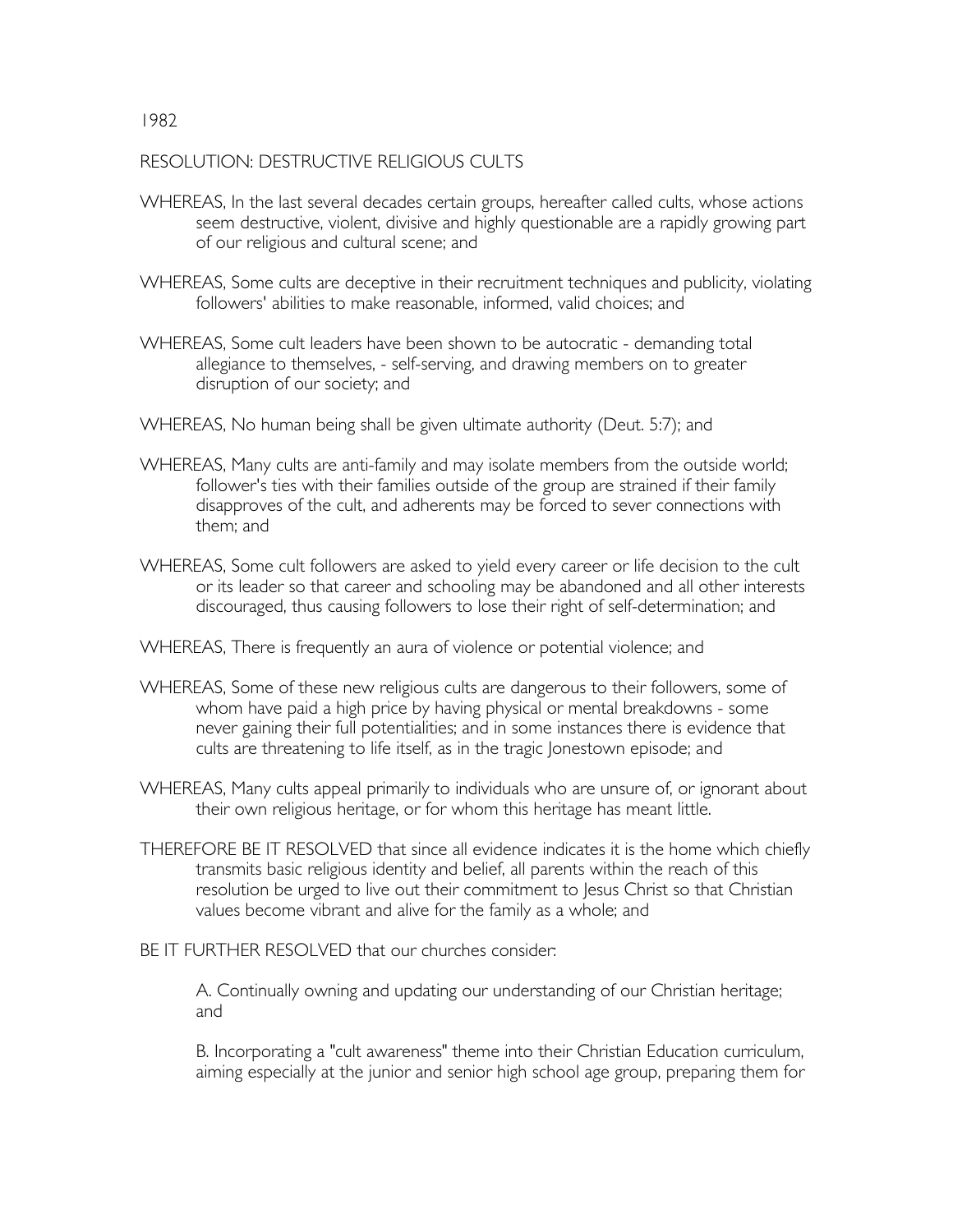1982

RESOLUTION: DESTRUCTIVE RELIGIOUS CULTS

WHEREAS, In the last several decades certain groups, hereafter called cults, whose actions seem destructive, violent, divisive and highly questionable are a rapidly growing part of our religious and cultural scene; and

WHEREAS, Some cults are deceptive in their recruitment techniques and publicity, violating followers' abilities to make reasonable, informed, valid choices; and

WHEREAS, Some cult leaders have been shown to be autocratic - demanding total allegiance to themselves, - self-serving, and drawing members on to greater disruption of our society; and

WHEREAS, No human being shall be given ultimate authority (Deut. 5:7); and

WHEREAS, Many cults are anti-family and may isolate members from the outside world; follower's ties with their families outside of the group are strained if their family disapproves of the cult, and adherents may be forced to sever connections with them; and

WHEREAS, Some cult followers are asked to yield every career or life decision to the cult or its leader so that career and schooling may be abandoned and all other interests discouraged, thus causing followers to lose their right of self-determination; and

WHEREAS, There is frequently an aura of violence or potential violence; and

WHEREAS, Some of these new religious cults are dangerous to their followers, some of whom have paid a high price by having physical or mental breakdowns - some never gaining their full potentialities; and in some instances there is evidence that cults are threatening to life itself, as in the tragic Jonestown episode; and

WHEREAS, Many cults appeal primarily to individuals who are unsure of, or ignorant about their own religious heritage, or for whom this heritage has meant little.

THEREFORE BE IT RESOLVED that since all evidence indicates it is the home which chiefly transmits basic religious identity and belief, all parents within the reach of this resolution be urged to live out their commitment to Jesus Christ so that Christian values become vibrant and alive for the family as a whole; and

BE IT FURTHER RESOLVED that our churches consider:

A. Continually owning and updating our understanding of our Christian heritage; and

B. Incorporating a "cult awareness" theme into their Christian Education curriculum, aiming especially at the junior and senior high school age group, preparing them for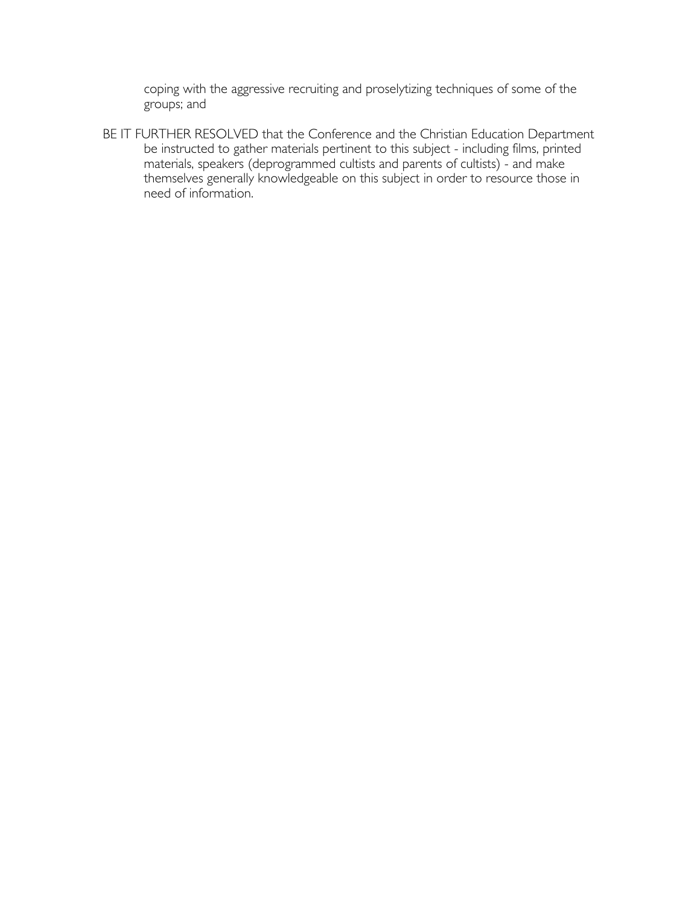coping with the aggressive recruiting and proselytizing techniques of some of the groups; and

BE IT FURTHER RESOLVED that the Conference and the Christian Education Department be instructed to gather materials pertinent to this subject - including films, printed materials, speakers (deprogrammed cultists and parents of cultists) - and make themselves generally knowledgeable on this subject in order to resource those in need of information.